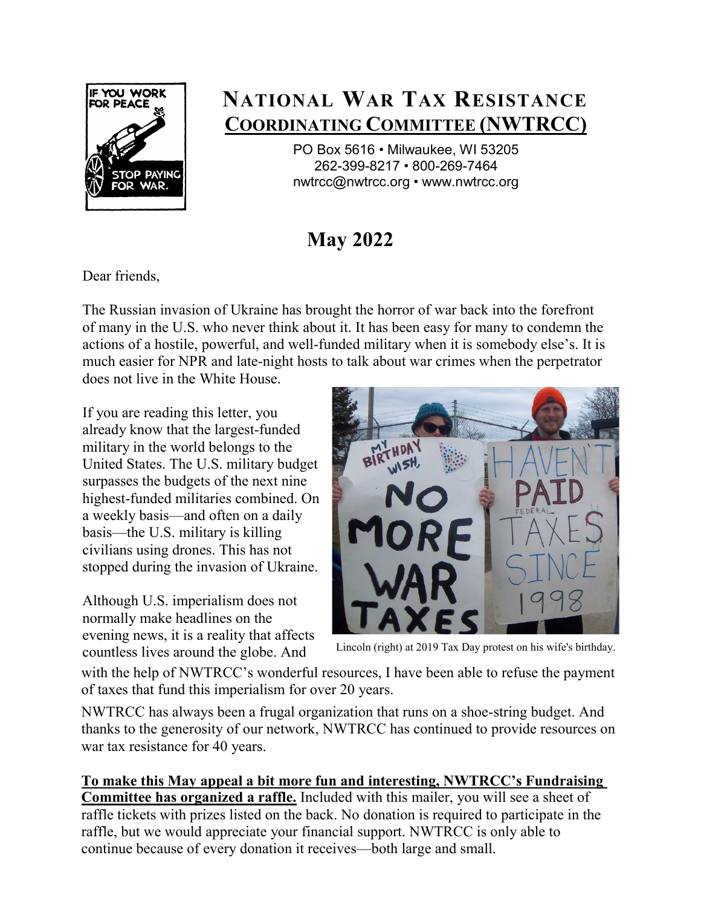# National War Tax Resistance Coordinating Committee (NWTRCC)

PO Box 5616 • Milwaukee, WI 53205
262-399-8217 • 800-269-7464
nwtrcc@nwtrcc.org • www.nwtrcc.org

## May 2022

Dear friends,

The Russian invasion of Ukraine has brought the horror of war back into the forefront of many in the U.S. who never think about it. It has been easy for many to condemn the actions of a hostile, powerful, and well-funded military when it is somebody else's. It is much easier for NPR and late-night hosts to talk about war crimes when the perpetrator does not live in the White House.

If you are reading this letter, you already know that the largest-funded military in the world belongs to the United States. The U.S. military budget surpasses the budgets of the next nine highest-funded militaries combined. On a weekly basis—and often on a daily basis—the U.S. military is killing civilians using drones. This has not stopped during the invasion of Ukraine.

Although U.S. imperialism does not normally make headlines on the evening news, it is a reality that affects countless lives around the globe. And with the help of NWTRCC's wonderful resources, I have been able to refuse the payment of taxes that fund this imperialism for over 20 years.

Lincoln (right) at 2019 Tax Day protest on his wife's birthday.

NWTRCC has always been a frugal organization that runs on a shoe-string budget. And thanks to the generosity of our network, NWTRCC has continued to provide resources on war tax resistance for 40 years.

**To make this May appeal a bit more fun and interesting, NWTRCC's Fundraising Committee has organized a raffle.** Included with this mailer, you will see a sheet of raffle tickets with prizes listed on the back. No donation is required to participate in the raffle, but we would appreciate your financial support. NWTRCC is only able to continue because of every donation it receives—both large and small.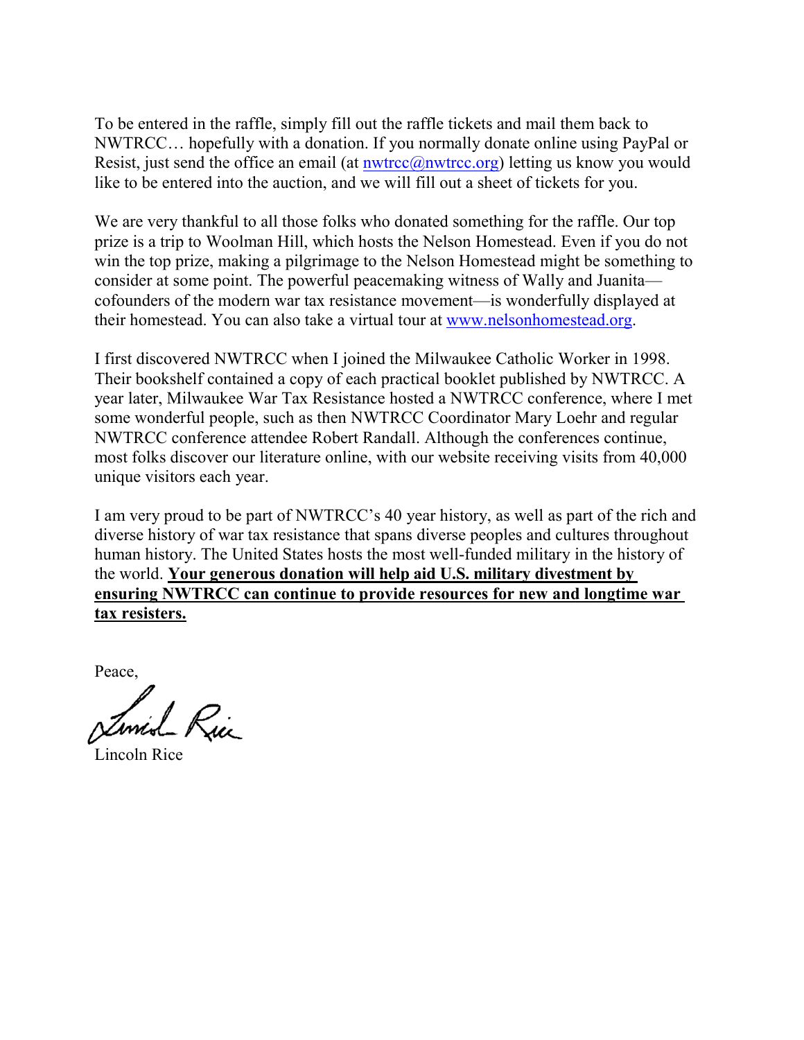To be entered in the raffle, simply fill out the raffle tickets and mail them back to NWTRCC… hopefully with a donation. If you normally donate online using PayPal or Resist, just send the office an email (at nwtrcc@nwtrcc.org) letting us know you would like to be entered into the auction, and we will fill out a sheet of tickets for you.

We are very thankful to all those folks who donated something for the raffle. Our top prize is a trip to Woolman Hill, which hosts the Nelson Homestead. Even if you do not win the top prize, making a pilgrimage to the Nelson Homestead might be something to consider at some point. The powerful peacemaking witness of Wally and Juanita—cofounders of the modern war tax resistance movement—is wonderfully displayed at their homestead. You can also take a virtual tour at www.nelsonhomestead.org.

I first discovered NWTRCC when I joined the Milwaukee Catholic Worker in 1998. Their bookshelf contained a copy of each practical booklet published by NWTRCC. A year later, Milwaukee War Tax Resistance hosted a NWTRCC conference, where I met some wonderful people, such as then NWTRCC Coordinator Mary Loehr and regular NWTRCC conference attendee Robert Randall. Although the conferences continue, most folks discover our literature online, with our website receiving visits from 40,000 unique visitors each year.

I am very proud to be part of NWTRCC's 40 year history, as well as part of the rich and diverse history of war tax resistance that spans diverse peoples and cultures throughout human history. The United States hosts the most well-funded military in the history of the world. **Your generous donation will help aid U.S. military divestment by ensuring NWTRCC can continue to provide resources for new and longtime war tax resisters.**

Peace,

Lincoln Rice